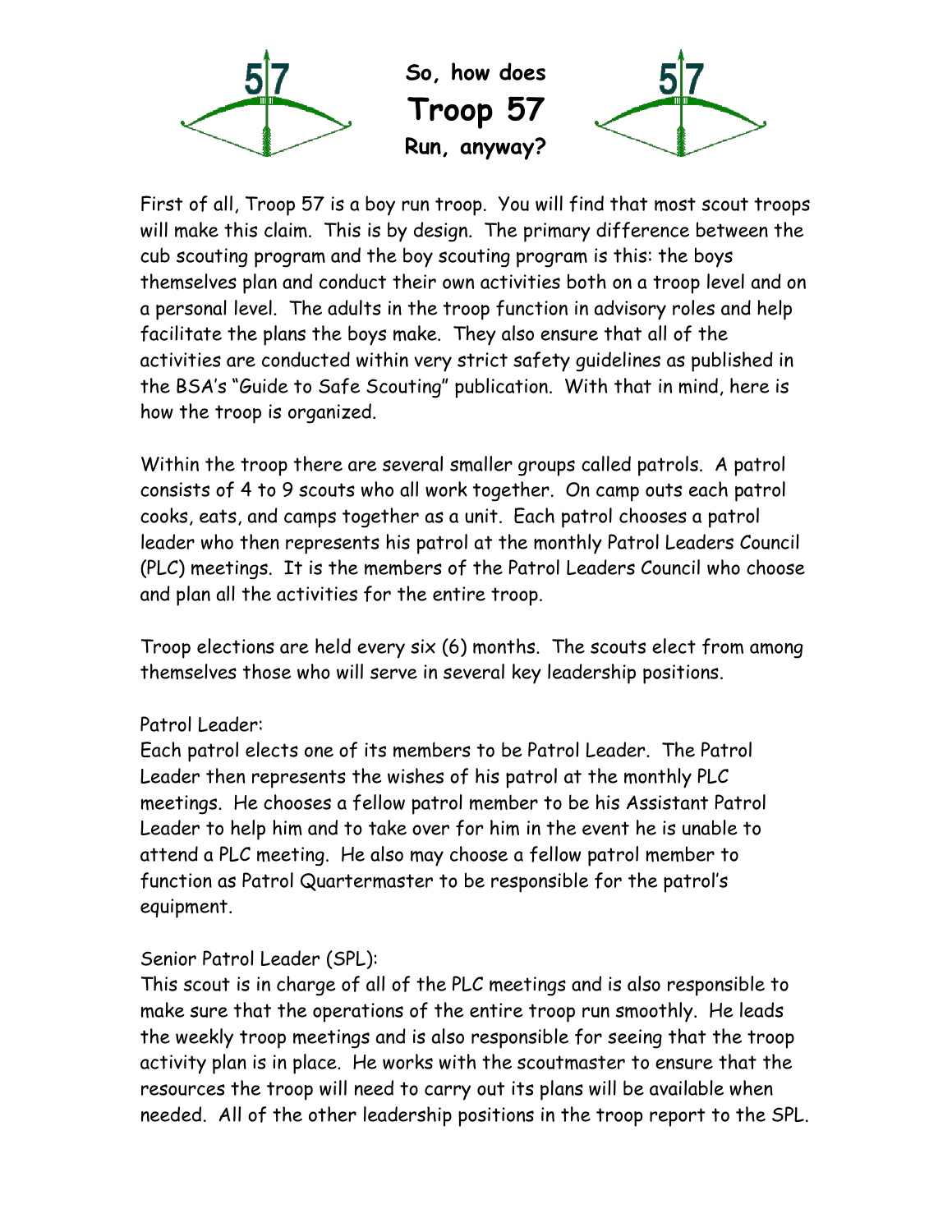# So, how does Troop 57 Run, anyway?

First of all, Troop 57 is a boy run troop. You will find that most scout troops will make this claim. This is by design. The primary difference between the cub scouting program and the boy scouting program is this: the boys themselves plan and conduct their own activities both on a troop level and on a personal level. The adults in the troop function in advisory roles and help facilitate the plans the boys make. They also ensure that all of the activities are conducted within very strict safety guidelines as published in the BSA's "Guide to Safe Scouting" publication. With that in mind, here is how the troop is organized.

Within the troop there are several smaller groups called patrols. A patrol consists of 4 to 9 scouts who all work together. On camp outs each patrol cooks, eats, and camps together as a unit. Each patrol chooses a patrol leader who then represents his patrol at the monthly Patrol Leaders Council (PLC) meetings. It is the members of the Patrol Leaders Council who choose and plan all the activities for the entire troop.

Troop elections are held every six (6) months. The scouts elect from among themselves those who will serve in several key leadership positions.

Patrol Leader:
Each patrol elects one of its members to be Patrol Leader. The Patrol Leader then represents the wishes of his patrol at the monthly PLC meetings. He chooses a fellow patrol member to be his Assistant Patrol Leader to help him and to take over for him in the event he is unable to attend a PLC meeting. He also may choose a fellow patrol member to function as Patrol Quartermaster to be responsible for the patrol's equipment.

Senior Patrol Leader (SPL):
This scout is in charge of all of the PLC meetings and is also responsible to make sure that the operations of the entire troop run smoothly. He leads the weekly troop meetings and is also responsible for seeing that the troop activity plan is in place. He works with the scoutmaster to ensure that the resources the troop will need to carry out its plans will be available when needed. All of the other leadership positions in the troop report to the SPL.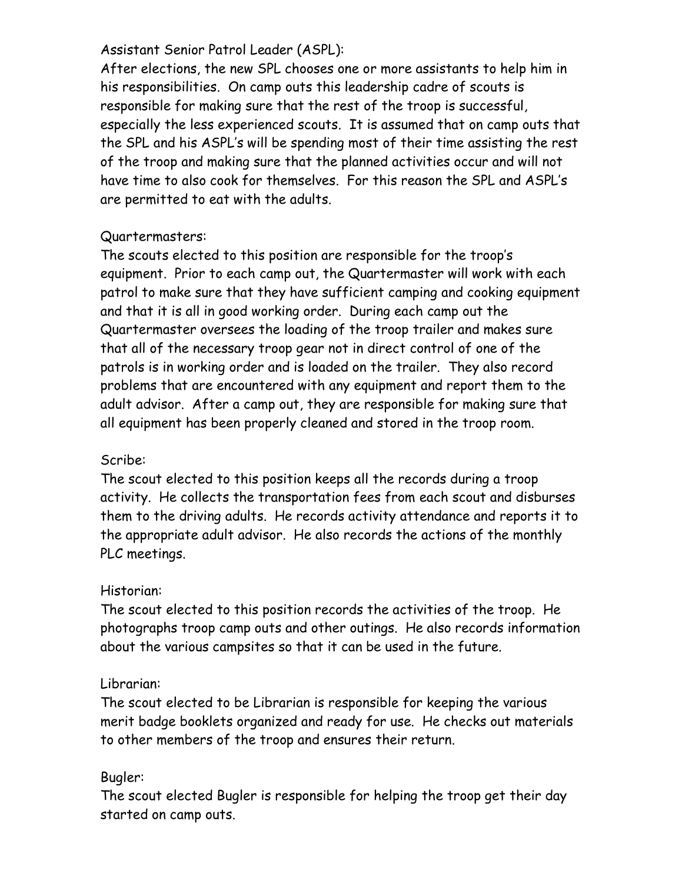Assistant Senior Patrol Leader (ASPL):

After elections, the new SPL chooses one or more assistants to help him in his responsibilities. On camp outs this leadership cadre of scouts is responsible for making sure that the rest of the troop is successful, especially the less experienced scouts. It is assumed that on camp outs that the SPL and his ASPL's will be spending most of their time assisting the rest of the troop and making sure that the planned activities occur and will not have time to also cook for themselves. For this reason the SPL and ASPL's are permitted to eat with the adults.

Quartermasters:

The scouts elected to this position are responsible for the troop's equipment. Prior to each camp out, the Quartermaster will work with each patrol to make sure that they have sufficient camping and cooking equipment and that it is all in good working order. During each camp out the Quartermaster oversees the loading of the troop trailer and makes sure that all of the necessary troop gear not in direct control of one of the patrols is in working order and is loaded on the trailer. They also record problems that are encountered with any equipment and report them to the adult advisor. After a camp out, they are responsible for making sure that all equipment has been properly cleaned and stored in the troop room.

Scribe:

The scout elected to this position keeps all the records during a troop activity. He collects the transportation fees from each scout and disburses them to the driving adults. He records activity attendance and reports it to the appropriate adult advisor. He also records the actions of the monthly PLC meetings.

Historian:

The scout elected to this position records the activities of the troop. He photographs troop camp outs and other outings. He also records information about the various campsites so that it can be used in the future.

Librarian:

The scout elected to be Librarian is responsible for keeping the various merit badge booklets organized and ready for use. He checks out materials to other members of the troop and ensures their return.

Bugler:

The scout elected Bugler is responsible for helping the troop get their day started on camp outs.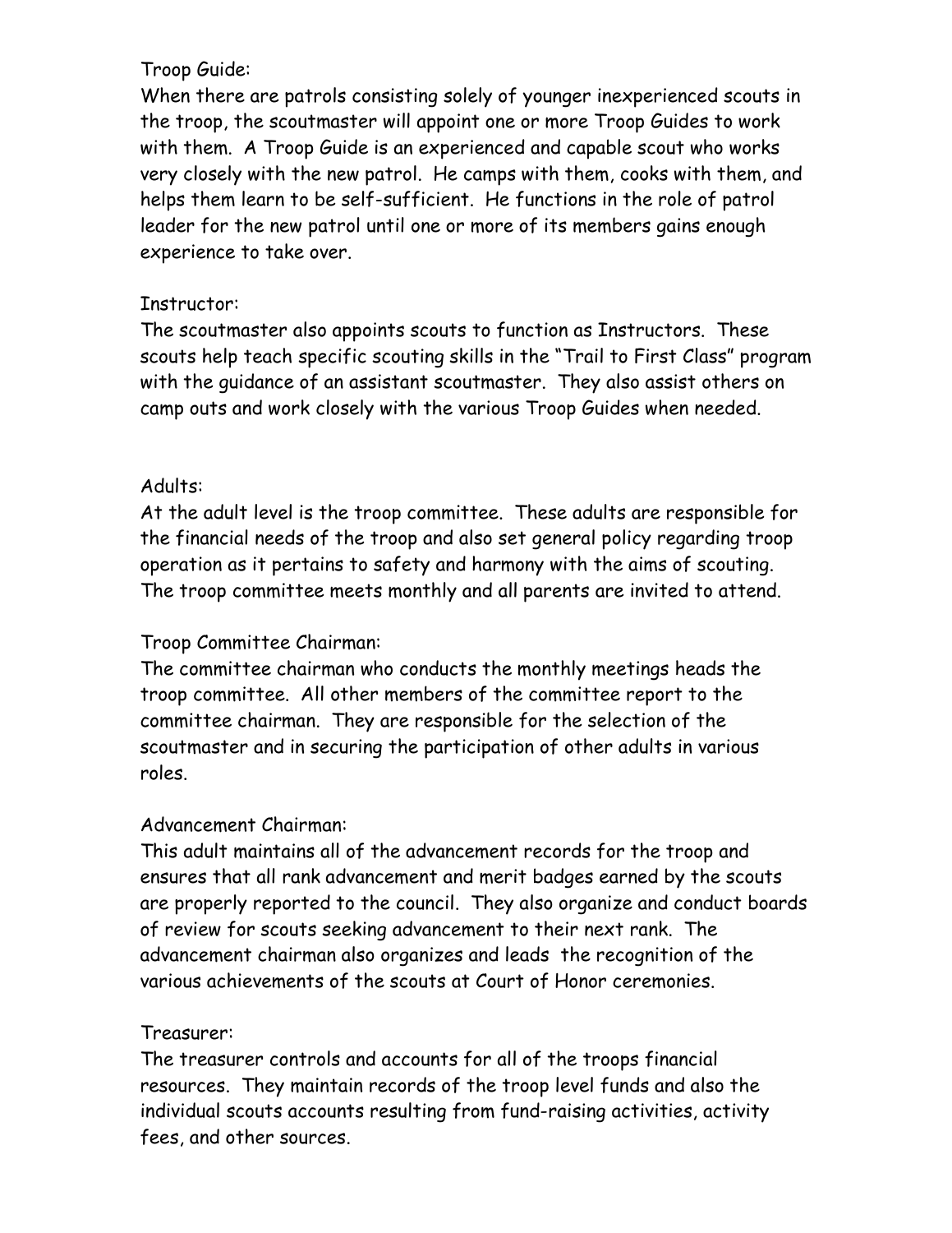Troop Guide:

When there are patrols consisting solely of younger inexperienced scouts in the troop, the scoutmaster will appoint one or more Troop Guides to work with them. A Troop Guide is an experienced and capable scout who works very closely with the new patrol. He camps with them, cooks with them, and helps them learn to be self-sufficient. He functions in the role of patrol leader for the new patrol until one or more of its members gains enough experience to take over.

Instructor:

The scoutmaster also appoints scouts to function as Instructors. These scouts help teach specific scouting skills in the "Trail to First Class" program with the guidance of an assistant scoutmaster. They also assist others on camp outs and work closely with the various Troop Guides when needed.

Adults:

At the adult level is the troop committee. These adults are responsible for the financial needs of the troop and also set general policy regarding troop operation as it pertains to safety and harmony with the aims of scouting. The troop committee meets monthly and all parents are invited to attend.

Troop Committee Chairman:

The committee chairman who conducts the monthly meetings heads the troop committee. All other members of the committee report to the committee chairman. They are responsible for the selection of the scoutmaster and in securing the participation of other adults in various roles.

Advancement Chairman:

This adult maintains all of the advancement records for the troop and ensures that all rank advancement and merit badges earned by the scouts are properly reported to the council. They also organize and conduct boards of review for scouts seeking advancement to their next rank. The advancement chairman also organizes and leads the recognition of the various achievements of the scouts at Court of Honor ceremonies.

Treasurer:

The treasurer controls and accounts for all of the troops financial resources. They maintain records of the troop level funds and also the individual scouts accounts resulting from fund-raising activities, activity fees, and other sources.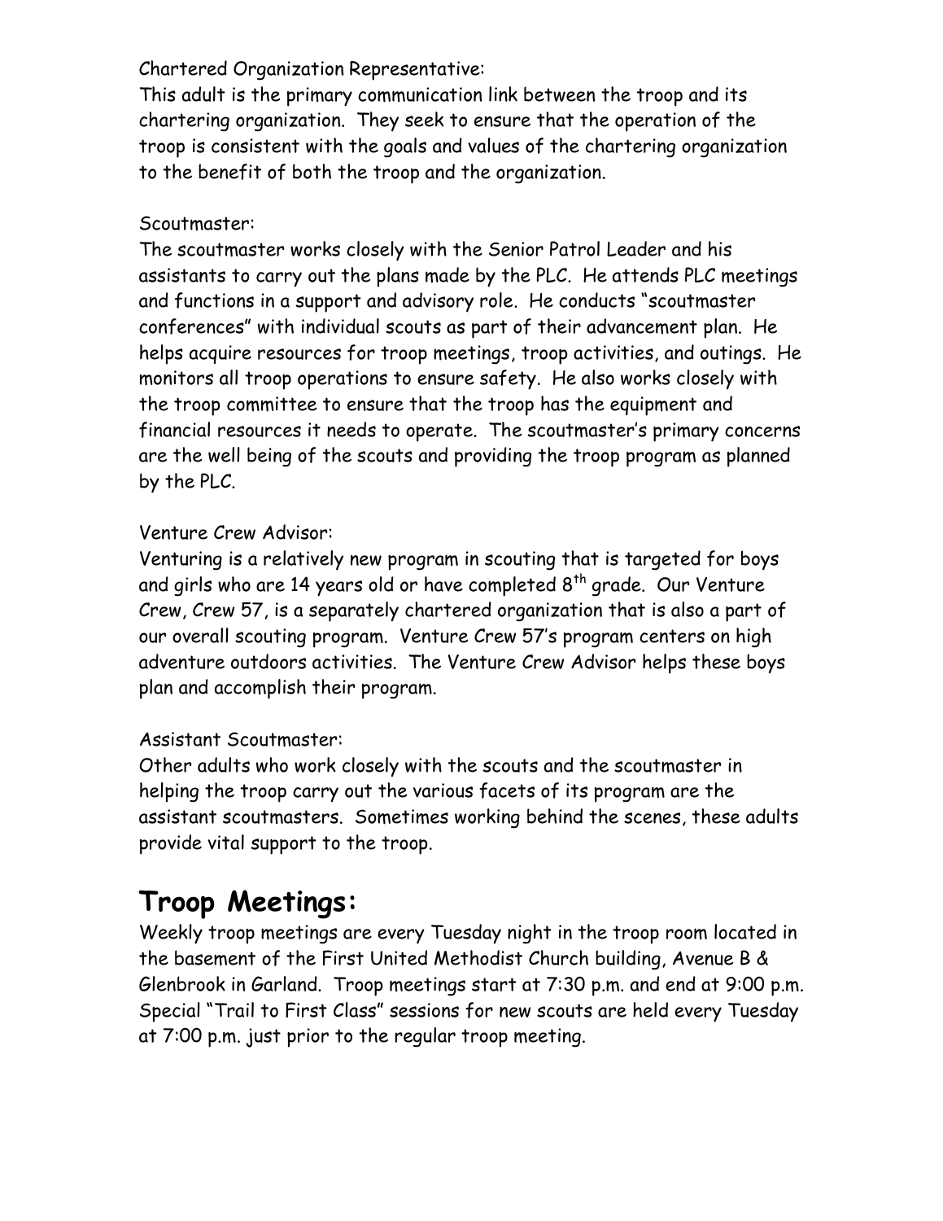Chartered Organization Representative:
This adult is the primary communication link between the troop and its chartering organization. They seek to ensure that the operation of the troop is consistent with the goals and values of the chartering organization to the benefit of both the troop and the organization.

Scoutmaster:
The scoutmaster works closely with the Senior Patrol Leader and his assistants to carry out the plans made by the PLC. He attends PLC meetings and functions in a support and advisory role. He conducts "scoutmaster conferences" with individual scouts as part of their advancement plan. He helps acquire resources for troop meetings, troop activities, and outings. He monitors all troop operations to ensure safety. He also works closely with the troop committee to ensure that the troop has the equipment and financial resources it needs to operate. The scoutmaster's primary concerns are the well being of the scouts and providing the troop program as planned by the PLC.

Venture Crew Advisor:
Venturing is a relatively new program in scouting that is targeted for boys and girls who are 14 years old or have completed 8th grade. Our Venture Crew, Crew 57, is a separately chartered organization that is also a part of our overall scouting program. Venture Crew 57's program centers on high adventure outdoors activities. The Venture Crew Advisor helps these boys plan and accomplish their program.

Assistant Scoutmaster:
Other adults who work closely with the scouts and the scoutmaster in helping the troop carry out the various facets of its program are the assistant scoutmasters. Sometimes working behind the scenes, these adults provide vital support to the troop.

## Troop Meetings:

Weekly troop meetings are every Tuesday night in the troop room located in the basement of the First United Methodist Church building, Avenue B & Glenbrook in Garland. Troop meetings start at 7:30 p.m. and end at 9:00 p.m. Special "Trail to First Class" sessions for new scouts are held every Tuesday at 7:00 p.m. just prior to the regular troop meeting.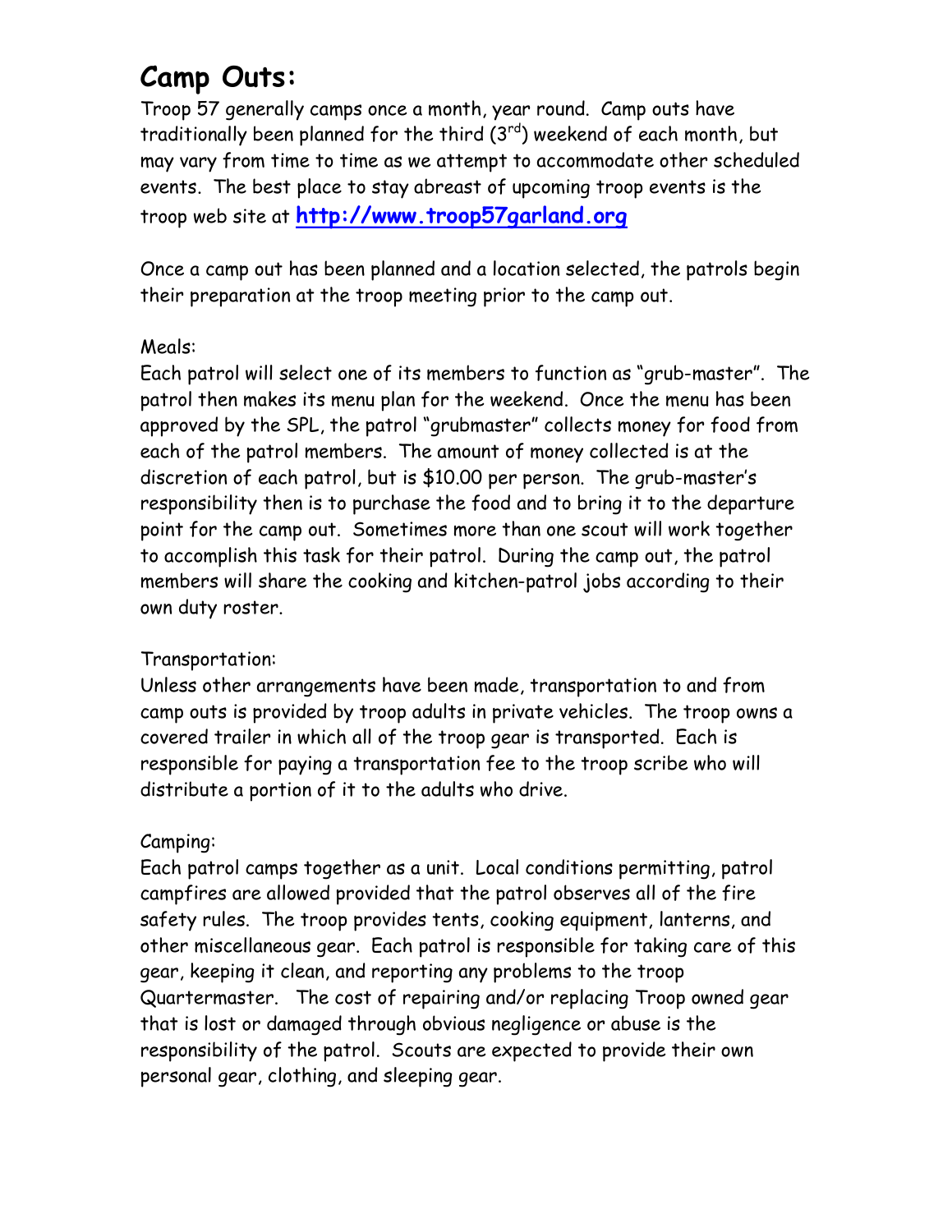# Camp Outs:

Troop 57 generally camps once a month, year round. Camp outs have traditionally been planned for the third (3rd) weekend of each month, but may vary from time to time as we attempt to accommodate other scheduled events. The best place to stay abreast of upcoming troop events is the troop web site at **http://www.troop57garland.org**

Once a camp out has been planned and a location selected, the patrols begin their preparation at the troop meeting prior to the camp out.

Meals:
Each patrol will select one of its members to function as "grub-master". The patrol then makes its menu plan for the weekend. Once the menu has been approved by the SPL, the patrol "grubmaster" collects money for food from each of the patrol members. The amount of money collected is at the discretion of each patrol, but is $10.00 per person. The grub-master's responsibility then is to purchase the food and to bring it to the departure point for the camp out. Sometimes more than one scout will work together to accomplish this task for their patrol. During the camp out, the patrol members will share the cooking and kitchen-patrol jobs according to their own duty roster.

Transportation:
Unless other arrangements have been made, transportation to and from camp outs is provided by troop adults in private vehicles. The troop owns a covered trailer in which all of the troop gear is transported. Each is responsible for paying a transportation fee to the troop scribe who will distribute a portion of it to the adults who drive.

Camping:
Each patrol camps together as a unit. Local conditions permitting, patrol campfires are allowed provided that the patrol observes all of the fire safety rules. The troop provides tents, cooking equipment, lanterns, and other miscellaneous gear. Each patrol is responsible for taking care of this gear, keeping it clean, and reporting any problems to the troop Quartermaster. The cost of repairing and/or replacing Troop owned gear that is lost or damaged through obvious negligence or abuse is the responsibility of the patrol. Scouts are expected to provide their own personal gear, clothing, and sleeping gear.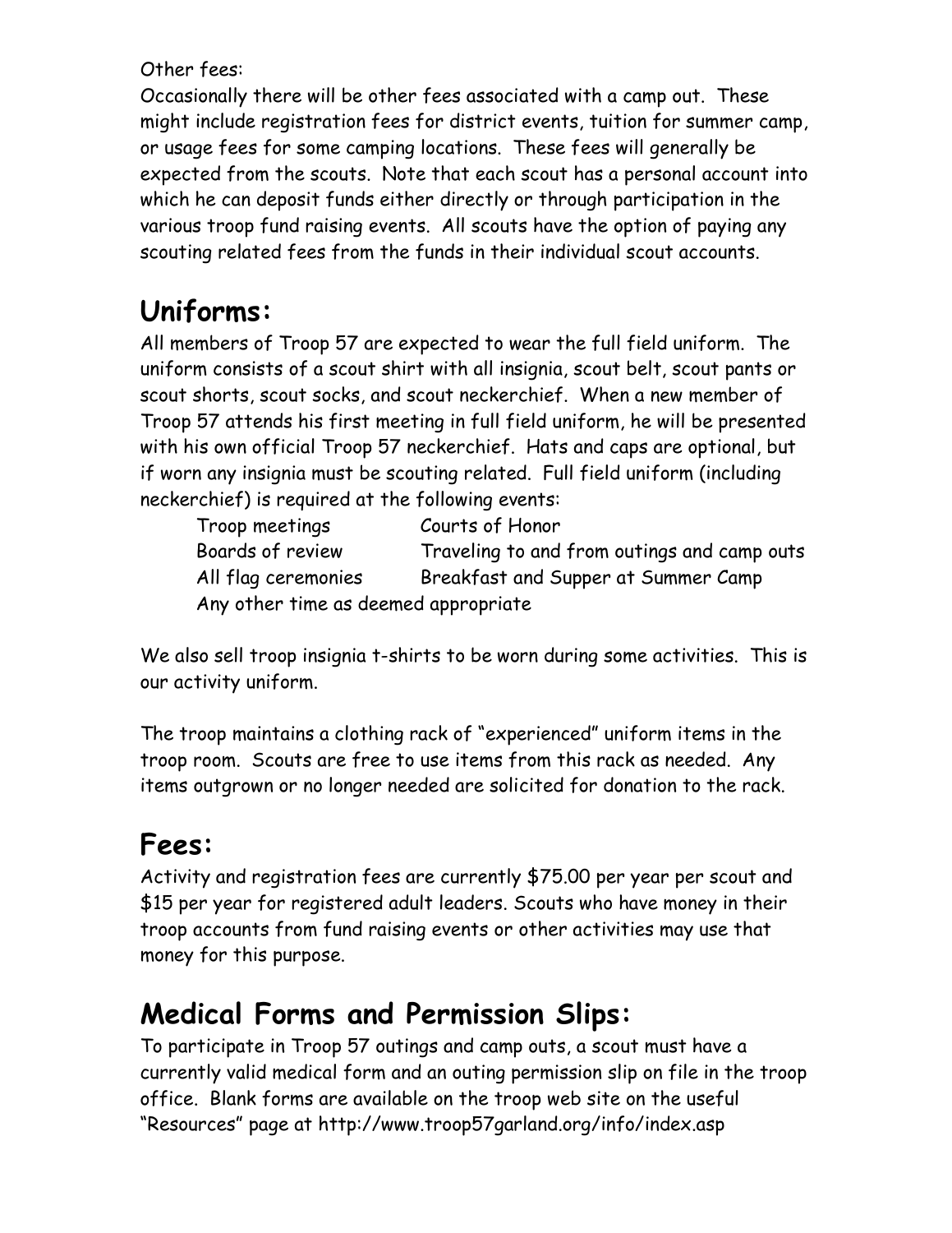Other fees:
Occasionally there will be other fees associated with a camp out. These might include registration fees for district events, tuition for summer camp, or usage fees for some camping locations. These fees will generally be expected from the scouts. Note that each scout has a personal account into which he can deposit funds either directly or through participation in the various troop fund raising events. All scouts have the option of paying any scouting related fees from the funds in their individual scout accounts.

## Uniforms:

All members of Troop 57 are expected to wear the full field uniform. The uniform consists of a scout shirt with all insignia, scout belt, scout pants or scout shorts, scout socks, and scout neckerchief. When a new member of Troop 57 attends his first meeting in full field uniform, he will be presented with his own official Troop 57 neckerchief. Hats and caps are optional, but if worn any insignia must be scouting related. Full field uniform (including neckerchief) is required at the following events:

| | |
|---|---|
| Troop meetings | Courts of Honor |
| Boards of review | Traveling to and from outings and camp outs |
| All flag ceremonies | Breakfast and Supper at Summer Camp |
| Any other time as deemed appropriate | |

We also sell troop insignia t-shirts to be worn during some activities. This is our activity uniform.

The troop maintains a clothing rack of "experienced" uniform items in the troop room. Scouts are free to use items from this rack as needed. Any items outgrown or no longer needed are solicited for donation to the rack.

## Fees:

Activity and registration fees are currently $75.00 per year per scout and $15 per year for registered adult leaders. Scouts who have money in their troop accounts from fund raising events or other activities may use that money for this purpose.

## Medical Forms and Permission Slips:

To participate in Troop 57 outings and camp outs, a scout must have a currently valid medical form and an outing permission slip on file in the troop office. Blank forms are available on the troop web site on the useful "Resources" page at http://www.troop57garland.org/info/index.asp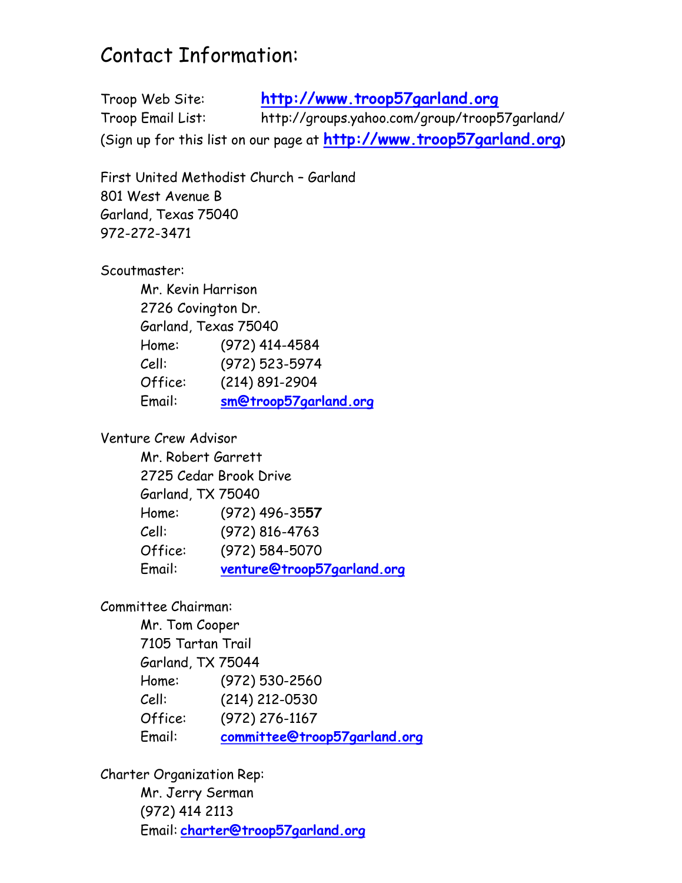# Contact Information:

Troop Web Site: **http://www.troop57garland.org**
Troop Email List: http://groups.yahoo.com/group/troop57garland/
(Sign up for this list on our page at **http://www.troop57garland.org**)

First United Methodist Church – Garland
801 West Avenue B
Garland, Texas 75040
972-272-3471

Scoutmaster:

Mr. Kevin Harrison
2726 Covington Dr.
Garland, Texas 75040
Home: (972) 414-4584
Cell: (972) 523-5974
Office: (214) 891-2904
Email: **sm@troop57garland.org**

Venture Crew Advisor

Mr. Robert Garrett
2725 Cedar Brook Drive
Garland, TX 75040
Home: (972) 496-35**57**
Cell: (972) 816-4763
Office: (972) 584-5070
Email: **venture@troop57garland.org**

Committee Chairman:

Mr. Tom Cooper
7105 Tartan Trail
Garland, TX 75044
Home: (972) 530-2560
Cell: (214) 212-0530
Office: (972) 276-1167
Email: **committee@troop57garland.org**

Charter Organization Rep:

Mr. Jerry Serman
(972) 414 2113
Email: **charter@troop57garland.org**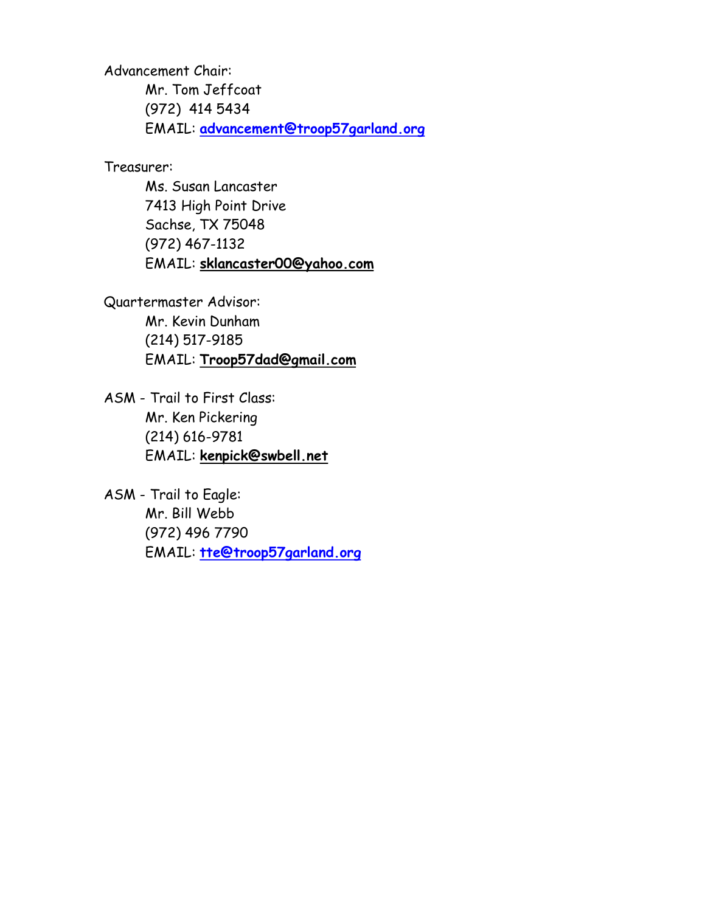Advancement Chair:

Mr. Tom Jeffcoat
(972) 414 5434
EMAIL: **advancement@troop57garland.org**

Treasurer:

Ms. Susan Lancaster
7413 High Point Drive
Sachse, TX 75048
(972) 467-1132
EMAIL: **sklancaster00@yahoo.com**

Quartermaster Advisor:

Mr. Kevin Dunham
(214) 517-9185
EMAIL: **Troop57dad@gmail.com**

ASM - Trail to First Class:

Mr. Ken Pickering
(214) 616-9781
EMAIL: **kenpick@swbell.net**

ASM - Trail to Eagle:

Mr. Bill Webb
(972) 496 7790
EMAIL: **tte@troop57garland.org**